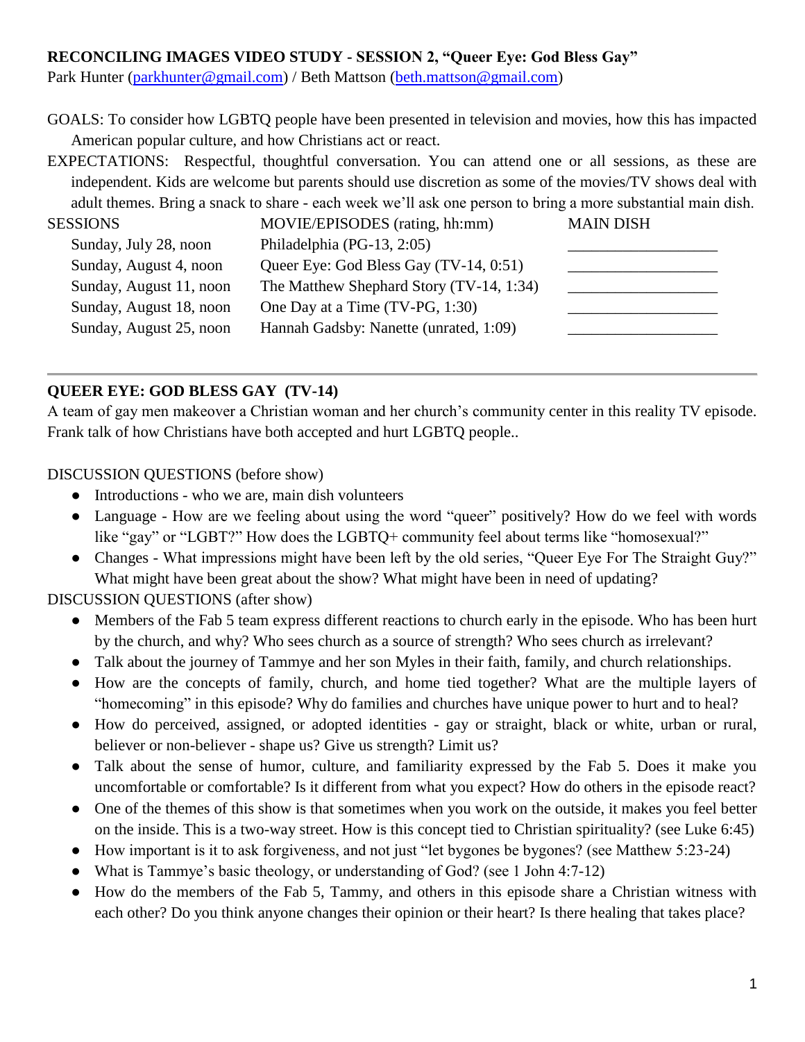**RECONCILING IMAGES VIDEO STUDY - SESSION 2, "Queer Eye: God Bless Gay"**

Park Hunter (parkhunter@gmail.com) / Beth Mattson (beth.mattson@gmail.com)

GOALS: To consider how LGBTQ people have been presented in television and movies, how this has impacted American popular culture, and how Christians act or react.

EXPECTATIONS: Respectful, thoughtful conversation. You can attend one or all sessions, as these are independent. Kids are welcome but parents should use discretion as some of the movies/TV shows deal with adult themes. Bring a snack to share - each week we'll ask one person to bring a more substantial main dish.

| SESSIONS | MOVIE/EPISODES (rating, hh:mm) | MAIN DISH |
|---|---|---|
| Sunday, July 28, noon | Philadelphia (PG-13, 2:05) | ___________________ |
| Sunday, August 4, noon | Queer Eye: God Bless Gay (TV-14, 0:51) | ___________________ |
| Sunday, August 11, noon | The Matthew Shephard Story (TV-14, 1:34) | ___________________ |
| Sunday, August 18, noon | One Day at a Time (TV-PG, 1:30) | ___________________ |
| Sunday, August 25, noon | Hannah Gadsby: Nanette (unrated, 1:09) | ___________________ |

---

**QUEER EYE: GOD BLESS GAY (TV-14)**

A team of gay men makeover a Christian woman and her church's community center in this reality TV episode. Frank talk of how Christians have both accepted and hurt LGBTQ people..

DISCUSSION QUESTIONS (before show)

- Introductions - who we are, main dish volunteers
- Language - How are we feeling about using the word "queer" positively? How do we feel with words like "gay" or "LGBT?" How does the LGBTQ+ community feel about terms like "homosexual?"
- Changes - What impressions might have been left by the old series, "Queer Eye For The Straight Guy?" What might have been great about the show? What might have been in need of updating?

DISCUSSION QUESTIONS (after show)

- Members of the Fab 5 team express different reactions to church early in the episode. Who has been hurt by the church, and why? Who sees church as a source of strength? Who sees church as irrelevant?
- Talk about the journey of Tammye and her son Myles in their faith, family, and church relationships.
- How are the concepts of family, church, and home tied together? What are the multiple layers of "homecoming" in this episode? Why do families and churches have unique power to hurt and to heal?
- How do perceived, assigned, or adopted identities - gay or straight, black or white, urban or rural, believer or non-believer - shape us? Give us strength? Limit us?
- Talk about the sense of humor, culture, and familiarity expressed by the Fab 5. Does it make you uncomfortable or comfortable? Is it different from what you expect? How do others in the episode react?
- One of the themes of this show is that sometimes when you work on the outside, it makes you feel better on the inside. This is a two-way street. How is this concept tied to Christian spirituality? (see Luke 6:45)
- How important is it to ask forgiveness, and not just "let bygones be bygones? (see Matthew 5:23-24)
- What is Tammye's basic theology, or understanding of God? (see 1 John 4:7-12)
- How do the members of the Fab 5, Tammy, and others in this episode share a Christian witness with each other? Do you think anyone changes their opinion or their heart? Is there healing that takes place?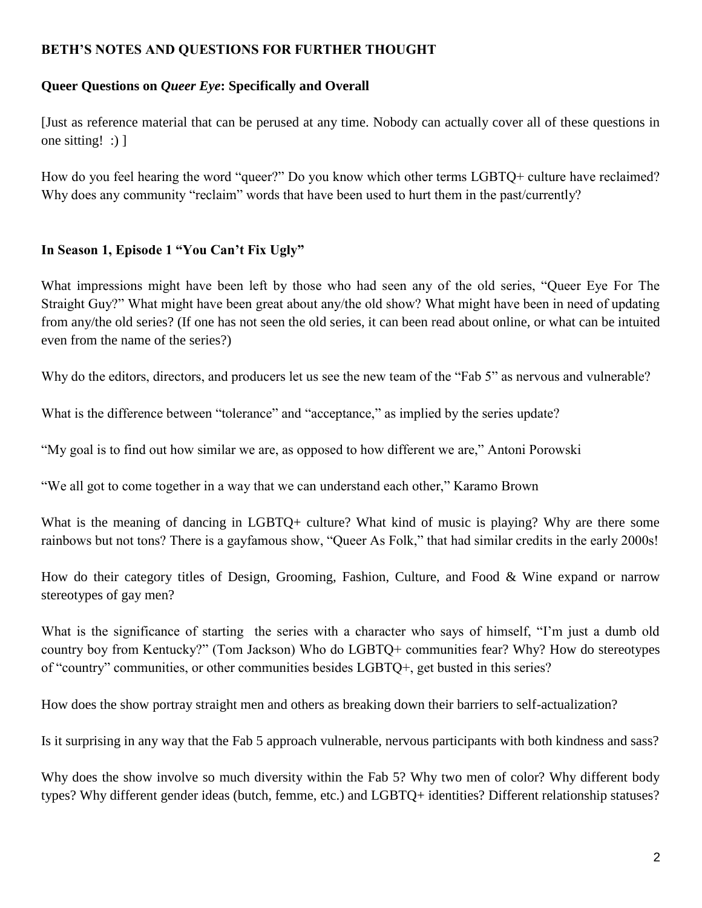**BETH'S NOTES AND QUESTIONS FOR FURTHER THOUGHT**

**Queer Questions on *Queer Eye*: Specifically and Overall**

[Just as reference material that can be perused at any time. Nobody can actually cover all of these questions in one sitting! :) ]

How do you feel hearing the word "queer?" Do you know which other terms LGBTQ+ culture have reclaimed? Why does any community "reclaim" words that have been used to hurt them in the past/currently?

**In Season 1, Episode 1 "You Can't Fix Ugly"**

What impressions might have been left by those who had seen any of the old series, "Queer Eye For The Straight Guy?" What might have been great about any/the old show? What might have been in need of updating from any/the old series? (If one has not seen the old series, it can been read about online, or what can be intuited even from the name of the series?)

Why do the editors, directors, and producers let us see the new team of the "Fab 5" as nervous and vulnerable?

What is the difference between "tolerance" and "acceptance," as implied by the series update?

"My goal is to find out how similar we are, as opposed to how different we are," Antoni Porowski

"We all got to come together in a way that we can understand each other," Karamo Brown

What is the meaning of dancing in LGBTQ+ culture? What kind of music is playing? Why are there some rainbows but not tons? There is a gayfamous show, "Queer As Folk," that had similar credits in the early 2000s!

How do their category titles of Design, Grooming, Fashion, Culture, and Food & Wine expand or narrow stereotypes of gay men?

What is the significance of starting the series with a character who says of himself, "I'm just a dumb old country boy from Kentucky?" (Tom Jackson) Who do LGBTQ+ communities fear? Why? How do stereotypes of "country" communities, or other communities besides LGBTQ+, get busted in this series?

How does the show portray straight men and others as breaking down their barriers to self-actualization?

Is it surprising in any way that the Fab 5 approach vulnerable, nervous participants with both kindness and sass?

Why does the show involve so much diversity within the Fab 5? Why two men of color? Why different body types? Why different gender ideas (butch, femme, etc.) and LGBTQ+ identities? Different relationship statuses?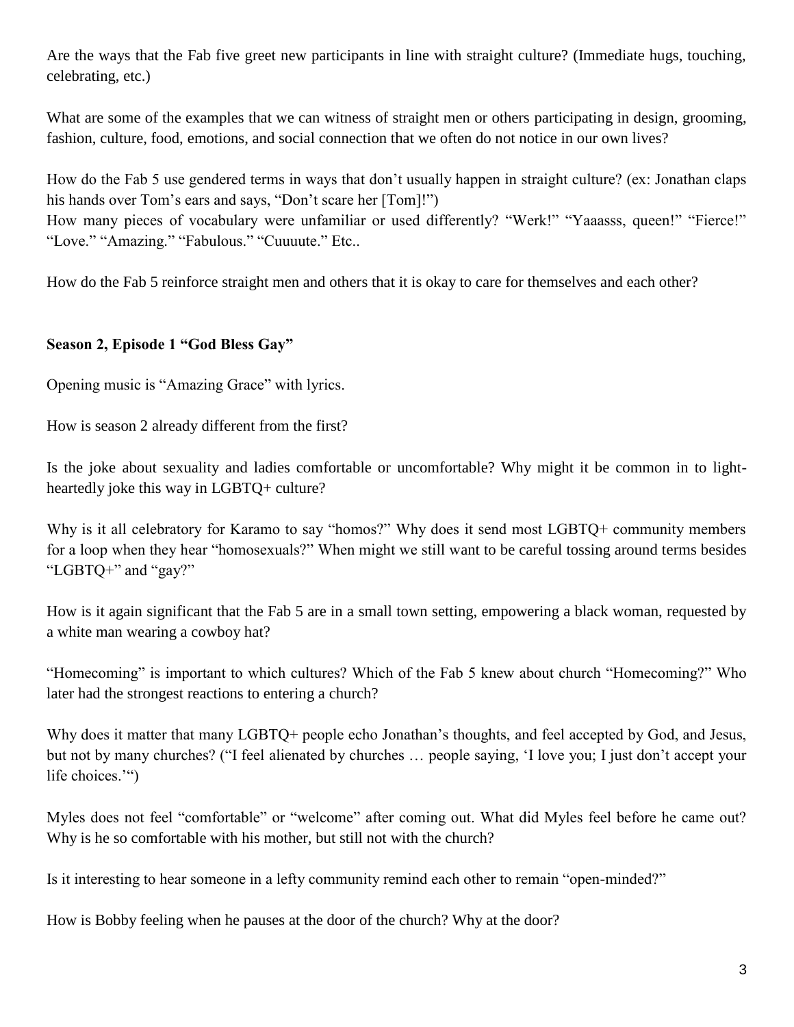Are the ways that the Fab five greet new participants in line with straight culture? (Immediate hugs, touching, celebrating, etc.)

What are some of the examples that we can witness of straight men or others participating in design, grooming, fashion, culture, food, emotions, and social connection that we often do not notice in our own lives?

How do the Fab 5 use gendered terms in ways that don't usually happen in straight culture? (ex: Jonathan claps his hands over Tom's ears and says, "Don't scare her [Tom]!")
How many pieces of vocabulary were unfamiliar or used differently? "Werk!" "Yaaasss, queen!" "Fierce!" "Love." "Amazing." "Fabulous." "Cuuuute." Etc..

How do the Fab 5 reinforce straight men and others that it is okay to care for themselves and each other?

**Season 2, Episode 1 "God Bless Gay"**

Opening music is "Amazing Grace" with lyrics.

How is season 2 already different from the first?

Is the joke about sexuality and ladies comfortable or uncomfortable? Why might it be common in to light-heartedly joke this way in LGBTQ+ culture?

Why is it all celebratory for Karamo to say "homos?" Why does it send most LGBTQ+ community members for a loop when they hear "homosexuals?" When might we still want to be careful tossing around terms besides "LGBTQ+" and "gay?"

How is it again significant that the Fab 5 are in a small town setting, empowering a black woman, requested by a white man wearing a cowboy hat?

"Homecoming" is important to which cultures? Which of the Fab 5 knew about church "Homecoming?" Who later had the strongest reactions to entering a church?

Why does it matter that many LGBTQ+ people echo Jonathan's thoughts, and feel accepted by God, and Jesus, but not by many churches? ("I feel alienated by churches … people saying, 'I love you; I just don't accept your life choices.'")

Myles does not feel "comfortable" or "welcome" after coming out. What did Myles feel before he came out? Why is he so comfortable with his mother, but still not with the church?

Is it interesting to hear someone in a lefty community remind each other to remain "open-minded?"

How is Bobby feeling when he pauses at the door of the church? Why at the door?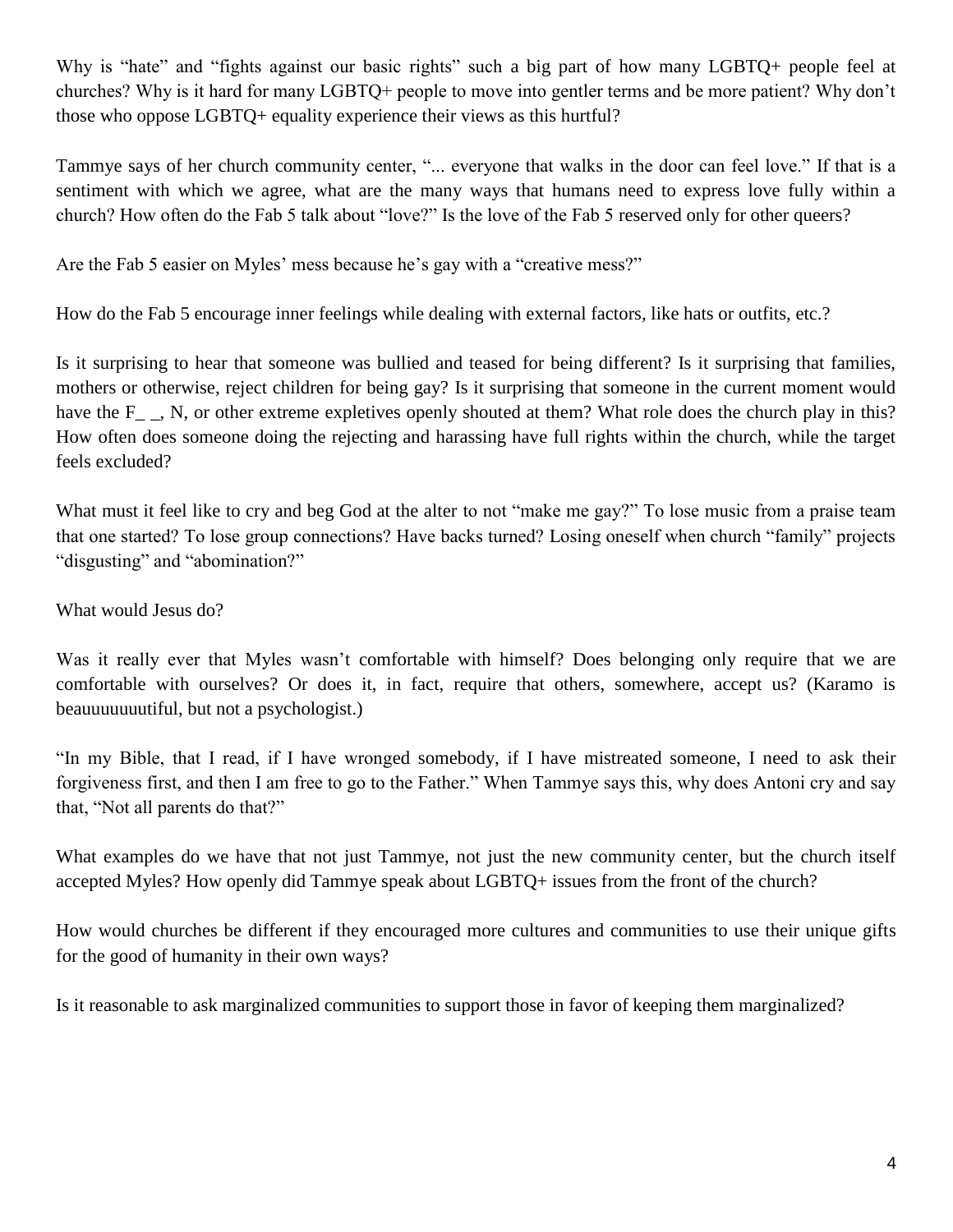Why is "hate" and "fights against our basic rights" such a big part of how many LGBTQ+ people feel at churches? Why is it hard for many LGBTQ+ people to move into gentler terms and be more patient? Why don't those who oppose LGBTQ+ equality experience their views as this hurtful?

Tammye says of her church community center, "... everyone that walks in the door can feel love." If that is a sentiment with which we agree, what are the many ways that humans need to express love fully within a church? How often do the Fab 5 talk about "love?" Is the love of the Fab 5 reserved only for other queers?

Are the Fab 5 easier on Myles' mess because he's gay with a "creative mess?"

How do the Fab 5 encourage inner feelings while dealing with external factors, like hats or outfits, etc.?

Is it surprising to hear that someone was bullied and teased for being different? Is it surprising that families, mothers or otherwise, reject children for being gay? Is it surprising that someone in the current moment would have the F_ _, N, or other extreme expletives openly shouted at them? What role does the church play in this? How often does someone doing the rejecting and harassing have full rights within the church, while the target feels excluded?

What must it feel like to cry and beg God at the alter to not "make me gay?" To lose music from a praise team that one started? To lose group connections? Have backs turned? Losing oneself when church "family" projects "disgusting" and "abomination?"

What would Jesus do?

Was it really ever that Myles wasn't comfortable with himself? Does belonging only require that we are comfortable with ourselves? Or does it, in fact, require that others, somewhere, accept us? (Karamo is beauuuuuuutiful, but not a psychologist.)

"In my Bible, that I read, if I have wronged somebody, if I have mistreated someone, I need to ask their forgiveness first, and then I am free to go to the Father." When Tammye says this, why does Antoni cry and say that, "Not all parents do that?"

What examples do we have that not just Tammye, not just the new community center, but the church itself accepted Myles? How openly did Tammye speak about LGBTQ+ issues from the front of the church?

How would churches be different if they encouraged more cultures and communities to use their unique gifts for the good of humanity in their own ways?

Is it reasonable to ask marginalized communities to support those in favor of keeping them marginalized?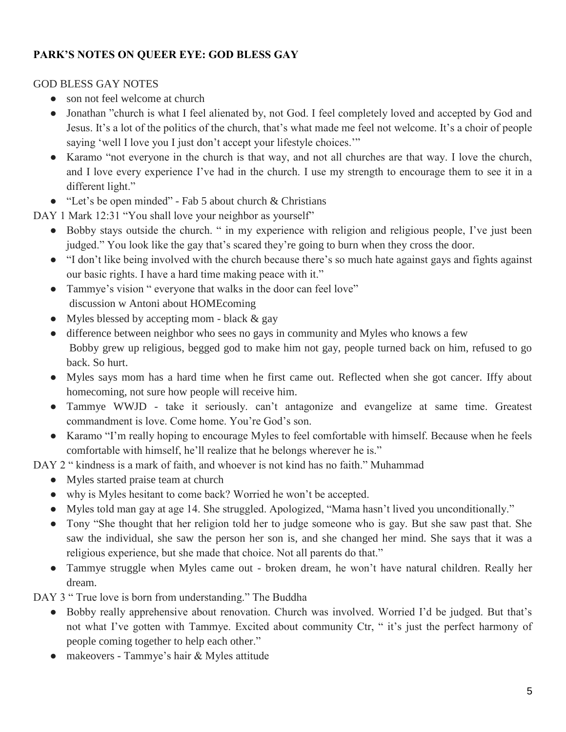**PARK'S NOTES ON QUEER EYE: GOD BLESS GAY**

GOD BLESS GAY NOTES

- son not feel welcome at church
- Jonathan "church is what I feel alienated by, not God. I feel completely loved and accepted by God and Jesus. It's a lot of the politics of the church, that's what made me feel not welcome. It's a choir of people saying 'well I love you I just don't accept your lifestyle choices.'"
- Karamo "not everyone in the church is that way, and not all churches are that way. I love the church, and I love every experience I've had in the church. I use my strength to encourage them to see it in a different light."
- "Let's be open minded" - Fab 5 about church & Christians

DAY 1 Mark 12:31 "You shall love your neighbor as yourself"

- Bobby stays outside the church. " in my experience with religion and religious people, I've just been judged." You look like the gay that's scared they're going to burn when they cross the door.
- "I don't like being involved with the church because there's so much hate against gays and fights against our basic rights. I have a hard time making peace with it."
- Tammye's vision " everyone that walks in the door can feel love"
  discussion w Antoni about HOMEcoming
- Myles blessed by accepting mom - black & gay
- difference between neighbor who sees no gays in community and Myles who knows a few
  Bobby grew up religious, begged god to make him not gay, people turned back on him, refused to go back. So hurt.
- Myles says mom has a hard time when he first came out. Reflected when she got cancer. Iffy about homecoming, not sure how people will receive him.
- Tammye WWJD - take it seriously. can't antagonize and evangelize at same time. Greatest commandment is love. Come home. You're God's son.
- Karamo "I'm really hoping to encourage Myles to feel comfortable with himself. Because when he feels comfortable with himself, he'll realize that he belongs wherever he is."

DAY 2 " kindness is a mark of faith, and whoever is not kind has no faith." Muhammad

- Myles started praise team at church
- why is Myles hesitant to come back? Worried he won't be accepted.
- Myles told man gay at age 14. She struggled. Apologized, "Mama hasn't lived you unconditionally."
- Tony "She thought that her religion told her to judge someone who is gay. But she saw past that. She saw the individual, she saw the person her son is, and she changed her mind. She says that it was a religious experience, but she made that choice. Not all parents do that."
- Tammye struggle when Myles came out - broken dream, he won't have natural children. Really her dream.

DAY 3 " True love is born from understanding." The Buddha

- Bobby really apprehensive about renovation. Church was involved. Worried I'd be judged. But that's not what I've gotten with Tammye. Excited about community Ctr, " it's just the perfect harmony of people coming together to help each other."
- makeovers - Tammye's hair & Myles attitude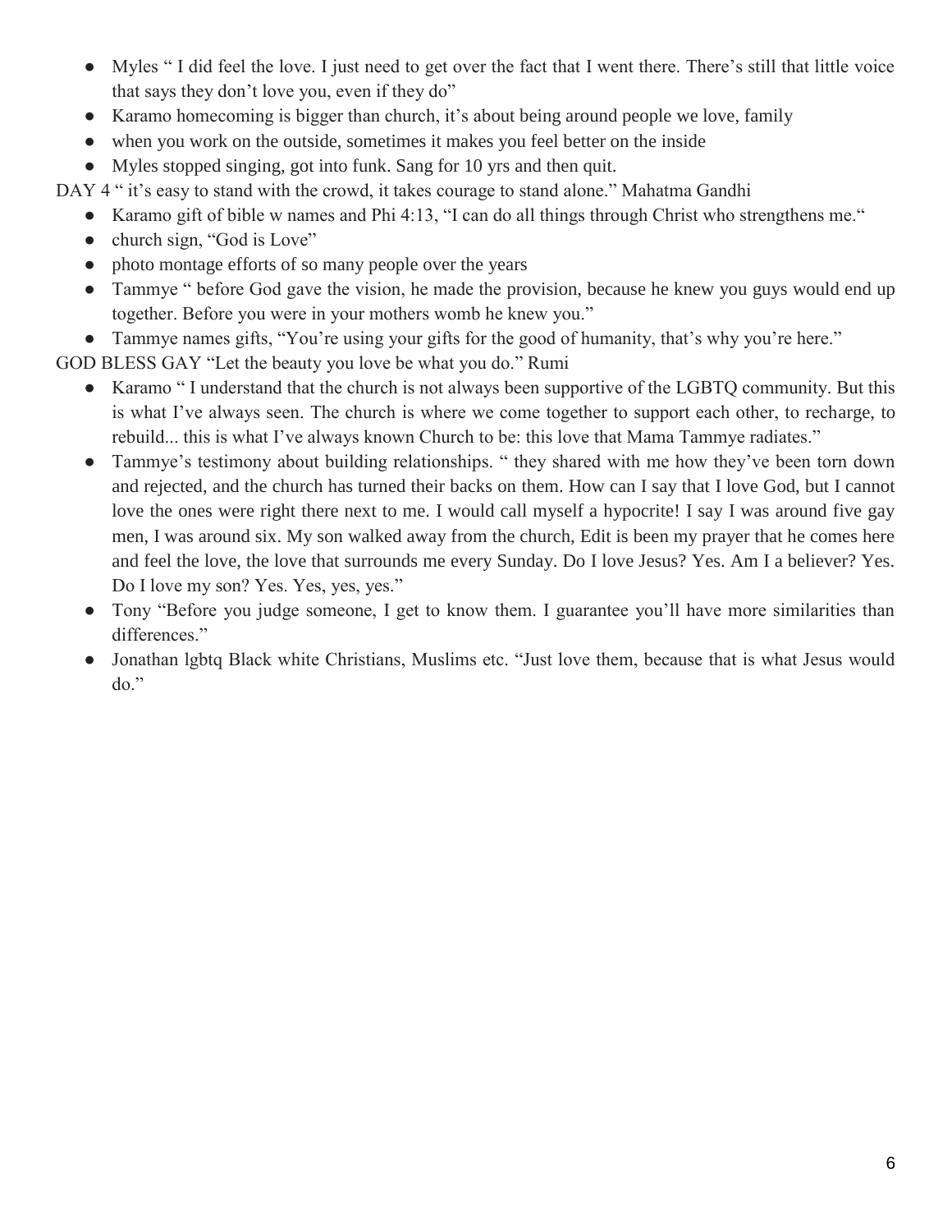- Myles " I did feel the love. I just need to get over the fact that I went there. There's still that little voice that says they don't love you, even if they do"
- Karamo homecoming is bigger than church, it's about being around people we love, family
- when you work on the outside, sometimes it makes you feel better on the inside
- Myles stopped singing, got into funk. Sang for 10 yrs and then quit.

DAY 4 " it's easy to stand with the crowd, it takes courage to stand alone." Mahatma Gandhi

- Karamo gift of bible w names and Phi 4:13, "I can do all things through Christ who strengthens me."
- church sign, "God is Love"
- photo montage efforts of so many people over the years
- Tammye " before God gave the vision, he made the provision, because he knew you guys would end up together. Before you were in your mothers womb he knew you."
- Tammye names gifts, "You're using your gifts for the good of humanity, that's why you're here."

GOD BLESS GAY "Let the beauty you love be what you do." Rumi

- Karamo " I understand that the church is not always been supportive of the LGBTQ community. But this is what I've always seen. The church is where we come together to support each other, to recharge, to rebuild... this is what I've always known Church to be: this love that Mama Tammye radiates."
- Tammye's testimony about building relationships. " they shared with me how they've been torn down and rejected, and the church has turned their backs on them. How can I say that I love God, but I cannot love the ones were right there next to me. I would call myself a hypocrite! I say I was around five gay men, I was around six. My son walked away from the church, Edit is been my prayer that he comes here and feel the love, the love that surrounds me every Sunday. Do I love Jesus? Yes. Am I a believer? Yes. Do I love my son? Yes. Yes, yes, yes."
- Tony "Before you judge someone, I get to know them. I guarantee you'll have more similarities than differences."
- Jonathan lgbtq Black white Christians, Muslims etc. "Just love them, because that is what Jesus would do."